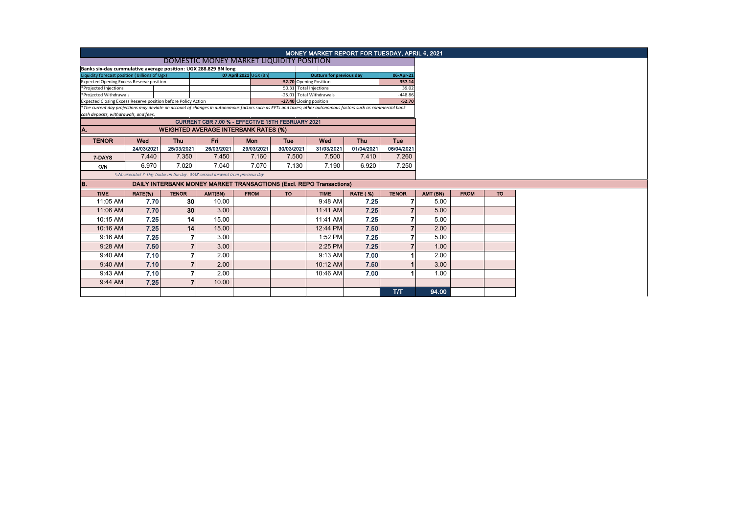# MONEY MARKET REPORT FOR TUESDAY, APRIL 6, 2021

## DOMESTIC MONEY MARKET LIQUIDITY POSITION

**Banks six-day cummulative average position: UGX 288.829 BN long**

| Liquidity forecast position ( Billions of Ugx) | 07 April 2021 UGX (Bn) | Outturn for previous day | 06-Apr-21 |
|---|---|---|---|
| Expected Opening Excess Reserve position | -52.70 | Opening Position | 357.14 |
| *Projected Injections | 50.31 | Total Injections | 39.02 |
| *Projected Withdrawals | -25.01 | Total Withdrawals | -448.86 |
| Expected Closing Excess Reserve position before Policy Action | -27.40 | Closing position | -52.70 |

*The current day projections may deviate on account of changes in autonomous factors such as EFTs and taxes; other autonomous factors such as commercial bank cash deposits, withdrawals, and fees.*

**CURRENT CBR 7.00 % - EFFECTIVE 15TH FEBRUARY 2021**

## A. WEIGHTED AVERAGE INTERBANK RATES (%)

| TENOR | Wed | Thu | Fri | Mon | Tue | Wed | Thu | Tue |
|---|---|---|---|---|---|---|---|---|
| | 24/03/2021 | 25/03/2021 | 26/03/2021 | 29/03/2021 | 30/03/2021 | 31/03/2021 | 01/04/2021 | 06/04/2021 |
| 7-DAYS | 7.440 | 7.350 | 7.450 | 7.160 | 7.500 | 7.500 | 7.410 | 7.260 |
| O/N | 6.970 | 7.020 | 7.040 | 7.070 | 7.130 | 7.190 | 6.920 | 7.250 |

*-No executed 7-Day trades on the day. WAR carried forward from previous day.

## B. DAILY INTERBANK MONEY MARKET TRANSACTIONS (Excl. REPO Transactions)

| TIME | RATE(%) | TENOR | AMT(BN) | FROM | TO | TIME | RATE (%) | TENOR | AMT (BN) | FROM | TO |
|---|---|---|---|---|---|---|---|---|---|---|---|
| 11:05 AM | 7.70 | 30 | 10.00 | | | 9:48 AM | 7.25 | 7 | 5.00 | | |
| 11:06 AM | 7.70 | 30 | 3.00 | | | 11:41 AM | 7.25 | 7 | 5.00 | | |
| 10:15 AM | 7.25 | 14 | 15.00 | | | 11:41 AM | 7.25 | 7 | 5.00 | | |
| 10:16 AM | 7.25 | 14 | 15.00 | | | 12:44 PM | 7.50 | 7 | 2.00 | | |
| 9:16 AM | 7.25 | 7 | 3.00 | | | 1:52 PM | 7.25 | 7 | 5.00 | | |
| 9:28 AM | 7.50 | 7 | 3.00 | | | 2:25 PM | 7.25 | 7 | 1.00 | | |
| 9:40 AM | 7.10 | 7 | 2.00 | | | 9:13 AM | 7.00 | 1 | 2.00 | | |
| 9:40 AM | 7.10 | 7 | 2.00 | | | 10:12 AM | 7.50 | 1 | 3.00 | | |
| 9:43 AM | 7.10 | 7 | 2.00 | | | 10:46 AM | 7.00 | 1 | 1.00 | | |
| 9:44 AM | 7.25 | 7 | 10.00 | | | | | | | | |
| | | | | | | | | T/T | 94.00 | | |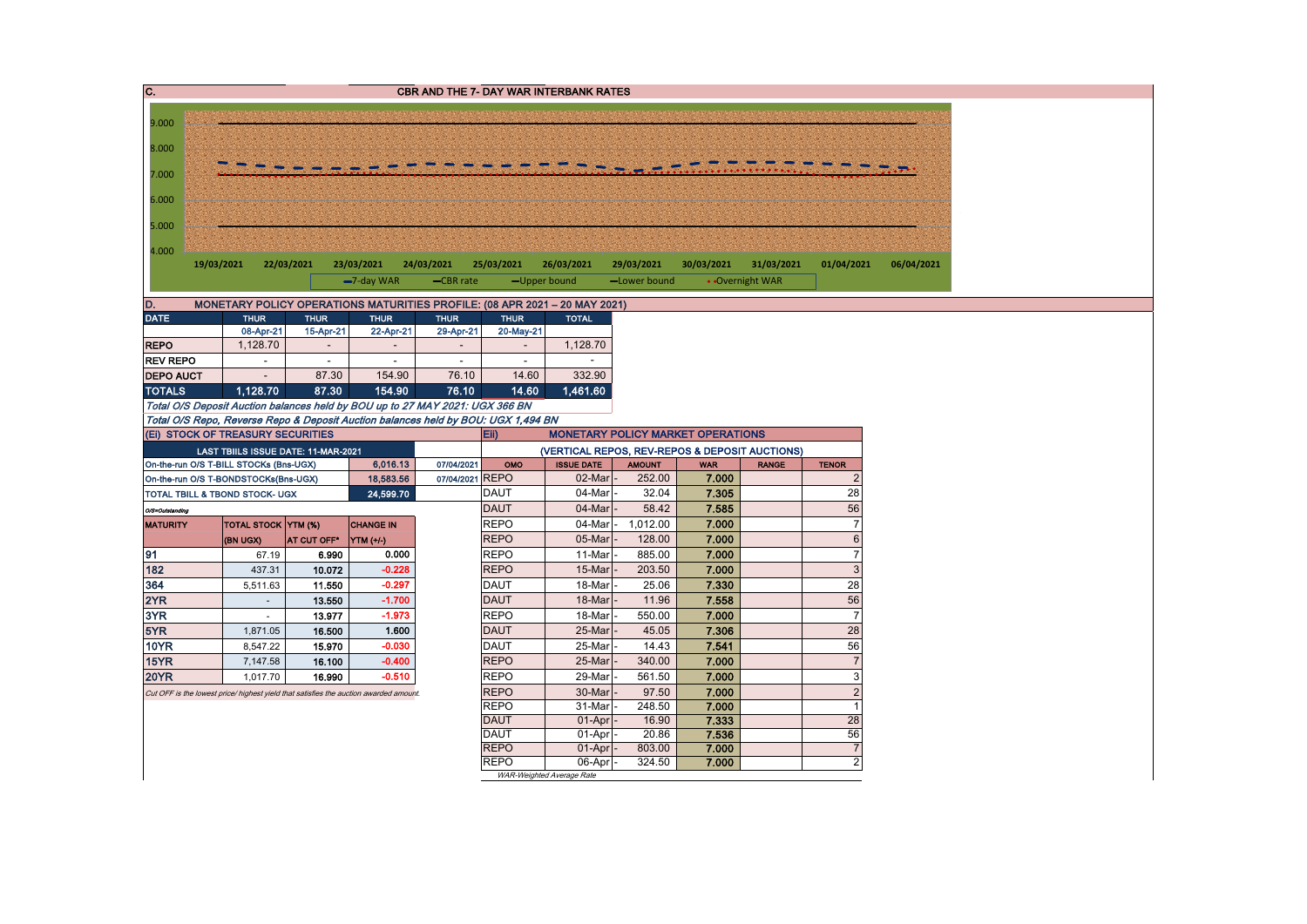## C. CBR AND THE 7- DAY WAR INTERBANK RATES

9.000
8.000
7.000
6.000
5.000
4.000

19/03/2021 22/03/2021 23/03/2021 24/03/2021 25/03/2021 26/03/2021 29/03/2021 30/03/2021 31/03/2021 01/04/2021 06/04/2021

7-day WAR — CBR rate — Upper bound — Lower bound — Overnight WAR

## D. MONETARY POLICY OPERATIONS MATURITIES PROFILE: (08 APR 2021 – 20 MAY 2021)

| DATE | THUR | THUR | THUR | THUR | THUR | TOTAL |
|---|---|---|---|---|---|---|
| | 08-Apr-21 | 15-Apr-21 | 22-Apr-21 | 29-Apr-21 | 20-May-21 | |
| REPO | 1,128.70 | - | - | - | - | 1,128.70 |
| REV REPO | - | - | - | - | - | - |
| DEPO AUCT | - | 87.30 | 154.90 | 76.10 | 14.60 | 332.90 |
| TOTALS | 1,128.70 | 87.30 | 154.90 | 76.10 | 14.60 | 1,461.60 |

*Total O/S Deposit Auction balances held by BOU up to 27 MAY 2021: UGX 366 BN*

*Total O/S Repo, Reverse Repo & Deposit Auction balances held by BOU: UGX 1,494 BN*

## (Ei) STOCK OF TREASURY SECURITIES

| LAST TBILLS ISSUE DATE: 11-MAR-2021 | | | |
|---|---|---|---|
| On-the-run O/S T-BILL STOCKs (Bns-UGX) | | 6,016.13 | 07/04/2021 |
| On-the-run O/S T-BONDSTOCKs(Bns-UGX) | | 18,583.56 | 07/04/2021 |
| TOTAL TBILL & TBOND STOCK- UGX | | 24,599.70 | |

*O/S=Outstanding*

| MATURITY | TOTAL STOCK (BN UGX) | YTM (%) AT CUT OFF* | CHANGE IN YTM (+/-) |
|---|---|---|---|
| 91 | 67.19 | 6.990 | 0.000 |
| 182 | 437.31 | 10.072 | -0.228 |
| 364 | 5,511.63 | 11.550 | -0.297 |
| 2YR | - | 13.550 | -1.700 |
| 3YR | - | 13.977 | -1.973 |
| 5YR | 1,871.05 | 16.500 | 1.600 |
| 10YR | 8,547.22 | 15.970 | -0.030 |
| 15YR | 7,147.58 | 16.100 | -0.400 |
| 20YR | 1,017.70 | 16.990 | -0.510 |

*Cut OFF is the lowest price/ highest yield that satisfies the auction awarded amount.*

## Eii) MONETARY POLICY MARKET OPERATIONS

(VERTICAL REPOS, REV-REPOS & DEPOSIT AUCTIONS)

| OMO | ISSUE DATE | AMOUNT | WAR | RANGE | TENOR |
|---|---|---|---|---|---|
| REPO | 02-Mar | 252.00 | 7.000 | | 2 |
| DAUT | 04-Mar | 32.04 | 7.305 | | 28 |
| DAUT | 04-Mar | 58.42 | 7.585 | | 56 |
| REPO | 04-Mar | 1,012.00 | 7.000 | | 7 |
| REPO | 05-Mar | 128.00 | 7.000 | | 6 |
| REPO | 11-Mar | 885.00 | 7.000 | | 7 |
| REPO | 15-Mar | 203.50 | 7.000 | | 3 |
| DAUT | 18-Mar | 25.06 | 7.330 | | 28 |
| DAUT | 18-Mar | 11.96 | 7.558 | | 56 |
| REPO | 18-Mar | 550.00 | 7.000 | | 7 |
| DAUT | 25-Mar | 45.05 | 7.306 | | 28 |
| DAUT | 25-Mar | 14.43 | 7.541 | | 56 |
| REPO | 25-Mar | 340.00 | 7.000 | | 7 |
| REPO | 29-Mar | 561.50 | 7.000 | | 3 |
| REPO | 30-Mar | 97.50 | 7.000 | | 2 |
| REPO | 31-Mar | 248.50 | 7.000 | | 1 |
| DAUT | 01-Apr | 16.90 | 7.333 | | 28 |
| DAUT | 01-Apr | 20.86 | 7.536 | | 56 |
| REPO | 01-Apr | 803.00 | 7.000 | | 7 |
| REPO | 06-Apr | 324.50 | 7.000 | | 2 |

*WAR-Weighted Average Rate*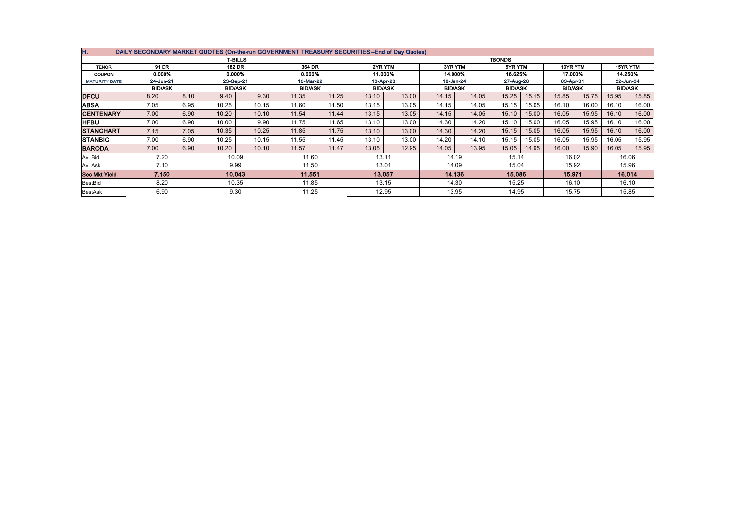| H. | DAILY SECONDARY MARKET QUOTES (On-the-run GOVERNMENT TREASURY SECURITIES –End of Day Quotes) | | | | | | | | | | | | | | | |
|---|---|---|---|---|---|---|---|---|---|---|---|---|---|---|---|---|
| | T-BILLS | | | | | | TBONDS | | | | | | | | | |
| TENOR | 91 DR | | 182 DR | | 364 DR | | 2YR YTM | | 3YR YTM | | 5YR YTM | | 10YR YTM | | 15YR YTM | |
| COUPON | 0.000% | | 0.000% | | 0.000% | | 11.000% | | 14.000% | | 16.625% | | 17.000% | | 14.250% | |
| MATURITY DATE | 24-Jun-21 | | 23-Sep-21 | | 10-Mar-22 | | 13-Apr-23 | | 18-Jan-24 | | 27-Aug-26 | | 03-Apr-31 | | 22-Jun-34 | |
| | BID/ASK | | BID/ASK | | BID/ASK | | BID/ASK | | BID/ASK | | BID/ASK | | BID/ASK | | BID/ASK | |
| DFCU | 8.20 | 8.10 | 9.40 | 9.30 | 11.35 | 11.25 | 13.10 | 13.00 | 14.15 | 14.05 | 15.25 | 15.15 | 15.85 | 15.75 | 15.95 | 15.85 |
| ABSA | 7.05 | 6.95 | 10.25 | 10.15 | 11.60 | 11.50 | 13.15 | 13.05 | 14.15 | 14.05 | 15.15 | 15.05 | 16.10 | 16.00 | 16.10 | 16.00 |
| CENTENARY | 7.00 | 6.90 | 10.20 | 10.10 | 11.54 | 11.44 | 13.15 | 13.05 | 14.15 | 14.05 | 15.10 | 15.00 | 16.05 | 15.95 | 16.10 | 16.00 |
| HFBU | 7.00 | 6.90 | 10.00 | 9.90 | 11.75 | 11.65 | 13.10 | 13.00 | 14.30 | 14.20 | 15.10 | 15.00 | 16.05 | 15.95 | 16.10 | 16.00 |
| STANCHART | 7.15 | 7.05 | 10.35 | 10.25 | 11.85 | 11.75 | 13.10 | 13.00 | 14.30 | 14.20 | 15.15 | 15.05 | 16.05 | 15.95 | 16.10 | 16.00 |
| STANBIC | 7.00 | 6.90 | 10.25 | 10.15 | 11.55 | 11.45 | 13.10 | 13.00 | 14.20 | 14.10 | 15.15 | 15.05 | 16.05 | 15.95 | 16.05 | 15.95 |
| BARODA | 7.00 | 6.90 | 10.20 | 10.10 | 11.57 | 11.47 | 13.05 | 12.95 | 14.05 | 13.95 | 15.05 | 14.95 | 16.00 | 15.90 | 16.05 | 15.95 |
| Av. Bid | 7.20 | | 10.09 | | 11.60 | | 13.11 | | 14.19 | | 15.14 | | 16.02 | | 16.06 | |
| Av. Ask | 7.10 | | 9.99 | | 11.50 | | 13.01 | | 14.09 | | 15.04 | | 15.92 | | 15.96 | |
| Sec Mkt Yield | 7.150 | | 10.043 | | 11.551 | | 13.057 | | 14.136 | | 15.086 | | 15.971 | | 16.014 | |
| BestBid | 8.20 | | 10.35 | | 11.85 | | 13.15 | | 14.30 | | 15.25 | | 16.10 | | 16.10 | |
| BestAsk | 6.90 | | 9.30 | | 11.25 | | 12.95 | | 13.95 | | 14.95 | | 15.75 | | 15.85 | |